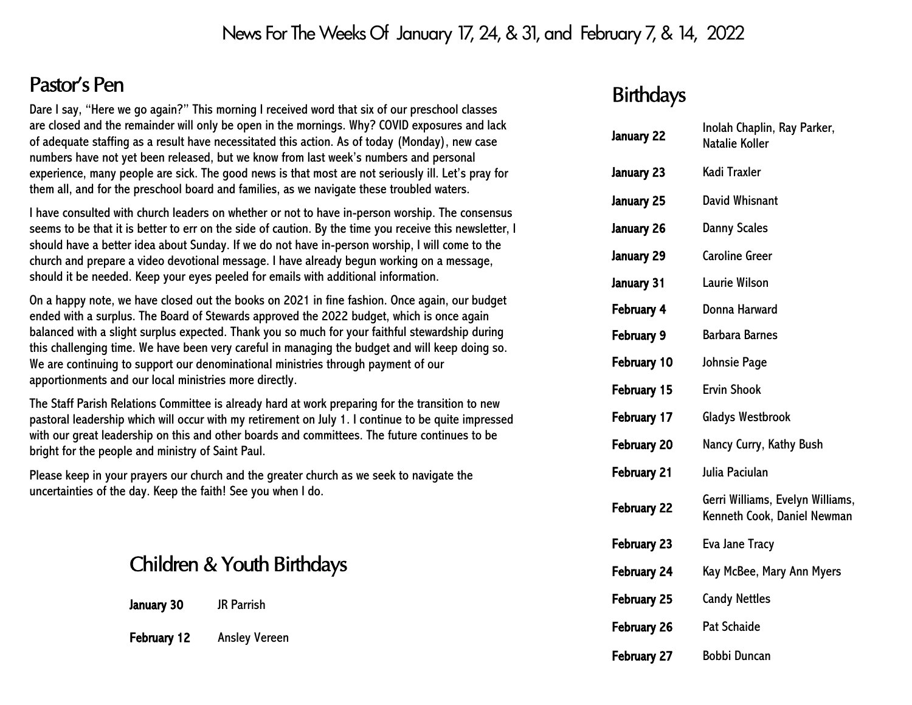# News For The Weeks Of January 17, 24, & 31, and February 7, & 14, 2022

## Pastor's Pen

Dare I say, "Here we go again?" This morning I received word that six of our preschool classes are closed and the remainder will only be open in the mornings. Why? COVID exposures and lack of adequate staffing as a result have necessitated this action. As of today (Monday), new case numbers have not yet been released, but we know from last week's numbers and personal experience, many people are sick. The good news is that most are not seriously ill. Let's pray for them all, and for the preschool board and families, as we navigate these troubled waters.

I have consulted with church leaders on whether or not to have in-person worship. The consensus seems to be that it is better to err on the side of caution. By the time you receive this newsletter, I should have a better idea about Sunday. If we do not have in-person worship, I will come to the church and prepare a video devotional message. I have already begun working on a message, should it be needed. Keep your eyes peeled for emails with additional information.

On a happy note, we have closed out the books on 2021 in fine fashion. Once again, our budget ended with a surplus. The Board of Stewards approved the 2022 budget, which is once again balanced with a slight surplus expected. Thank you so much for your faithful stewardship during this challenging time. We have been very careful in managing the budget and will keep doing so. We are continuing to support our denominational ministries through payment of our apportionments and our local ministries more directly.

The Staff Parish Relations Committee is already hard at work preparing for the transition to new pastoral leadership which will occur with my retirement on July 1. I continue to be quite impressed with our great leadership on this and other boards and committees. The future continues to be bright for the people and ministry of Saint Paul.

Please keep in your prayers our church and the greater church as we seek to navigate the uncertainties of the day. Keep the faith! See you when I do.

## Children & Youth Birthdays

| | |
|---|---|
| **January 30** | JR Parrish |
| **February 12** | Ansley Vereen |

## Birthdays

| | |
|---|---|
| **January 22** | Inolah Chaplin, Ray Parker, Natalie Koller |
| **January 23** | Kadi Traxler |
| **January 25** | David Whisnant |
| **January 26** | Danny Scales |
| **January 29** | Caroline Greer |
| **January 31** | Laurie Wilson |
| **February 4** | Donna Harward |
| **February 9** | Barbara Barnes |
| **February 10** | Johnsie Page |
| **February 15** | Ervin Shook |
| **February 17** | Gladys Westbrook |
| **February 20** | Nancy Curry, Kathy Bush |
| **February 21** | Julia Paciulan |
| **February 22** | Gerri Williams, Evelyn Williams, Kenneth Cook, Daniel Newman |
| **February 23** | Eva Jane Tracy |
| **February 24** | Kay McBee, Mary Ann Myers |
| **February 25** | Candy Nettles |
| **February 26** | Pat Schaide |
| **February 27** | Bobbi Duncan |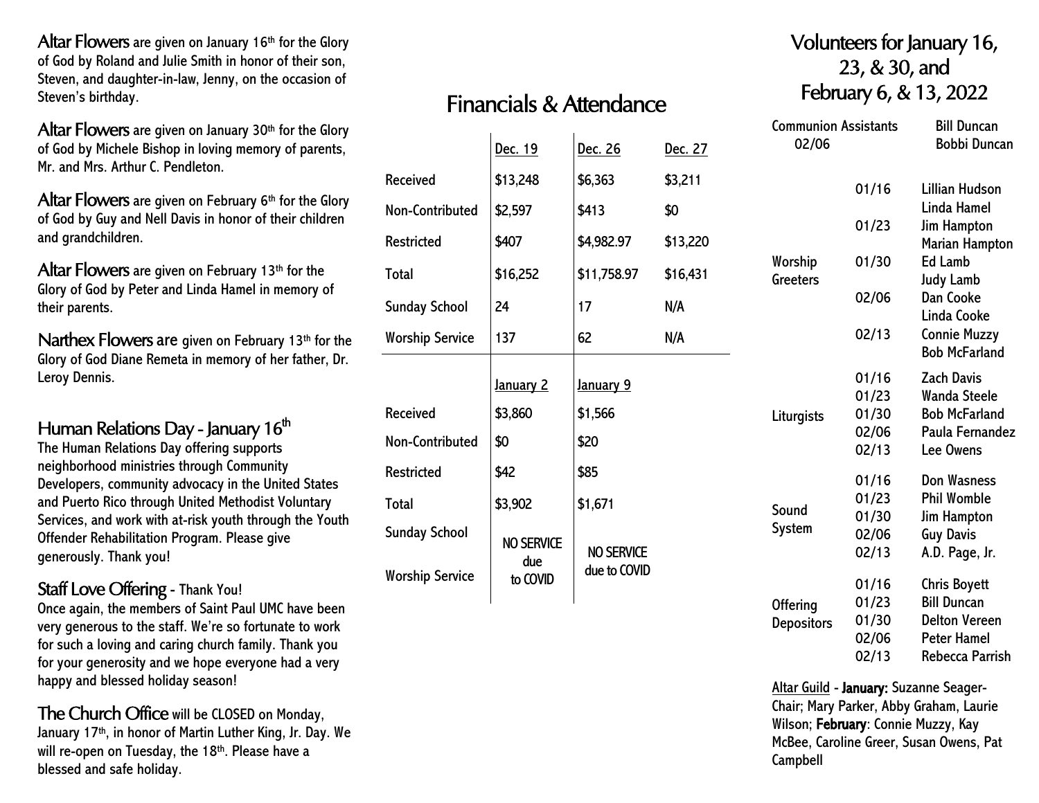**Altar Flowers** are given on January 16th for the Glory of God by Roland and Julie Smith in honor of their son, Steven, and daughter-in-law, Jenny, on the occasion of Steven's birthday.

**Altar Flowers** are given on January 30th for the Glory of God by Michele Bishop in loving memory of parents, Mr. and Mrs. Arthur C. Pendleton.

**Altar Flowers** are given on February 6th for the Glory of God by Guy and Nell Davis in honor of their children and grandchildren.

**Altar Flowers** are given on February 13th for the Glory of God by Peter and Linda Hamel in memory of their parents.

**Narthex Flowers are** given on February 13th for the Glory of God Diane Remeta in memory of her father, Dr. Leroy Dennis.

## Human Relations Day - January 16th

The Human Relations Day offering supports neighborhood ministries through Community Developers, community advocacy in the United States and Puerto Rico through United Methodist Voluntary Services, and work with at-risk youth through the Youth Offender Rehabilitation Program. Please give generously. Thank you!

## Staff Love Offering - Thank You!

Once again, the members of Saint Paul UMC have been very generous to the staff. We're so fortunate to work for such a loving and caring church family. Thank you for your generosity and we hope everyone had a very happy and blessed holiday season!

**The Church Office** will be CLOSED on Monday, January 17th, in honor of Martin Luther King, Jr. Day. We will re-open on Tuesday, the 18th. Please have a blessed and safe holiday.

# Financials & Attendance

| | Dec. 19 | Dec. 26 | Dec. 27 |
|---|---|---|---|
| Received | $13,248 | $6,363 | $3,211 |
| Non-Contributed | $2,597 | $413 | $0 |
| Restricted | $407 | $4,982.97 | $13,220 |
| Total | $16,252 | $11,758.97 | $16,431 |
| Sunday School | 24 | 17 | N/A |
| Worship Service | 137 | 62 | N/A |

| | January 2 | January 9 |
|---|---|---|
| Received | $3,860 | $1,566 |
| Non-Contributed | $0 | $20 |
| Restricted | $42 | $85 |
| Total | $3,902 | $1,671 |
| Sunday School | NO SERVICE due to COVID | NO SERVICE due to COVID |
| Worship Service | | |

# Volunteers for January 16, 23, & 30, and February 6, & 13, 2022

| | | |
|---|---|---|
| Communion Assistants | 02/06 | Bill Duncan<br>Bobbi Duncan |
| Worship Greeters | 01/16 | Lillian Hudson<br>Linda Hamel |
| | 01/23 | Jim Hampton<br>Marian Hampton |
| | 01/30 | Ed Lamb<br>Judy Lamb |
| | 02/06 | Dan Cooke<br>Linda Cooke |
| | 02/13 | Connie Muzzy<br>Bob McFarland |
| Liturgists | 01/16 | Zach Davis |
| | 01/23 | Wanda Steele |
| | 01/30 | Bob McFarland |
| | 02/06 | Paula Fernandez |
| | 02/13 | Lee Owens |
| Sound System | 01/16 | Don Wasness |
| | 01/23 | Phil Womble |
| | 01/30 | Jim Hampton |
| | 02/06 | Guy Davis |
| | 02/13 | A.D. Page, Jr. |
| Offering Depositors | 01/16 | Chris Boyett |
| | 01/23 | Bill Duncan |
| | 01/30 | Delton Vereen |
| | 02/06 | Peter Hamel |
| | 02/13 | Rebecca Parrish |

Altar Guild - **January:** Suzanne Seager-Chair; Mary Parker, Abby Graham, Laurie Wilson; **February**: Connie Muzzy, Kay McBee, Caroline Greer, Susan Owens, Pat Campbell